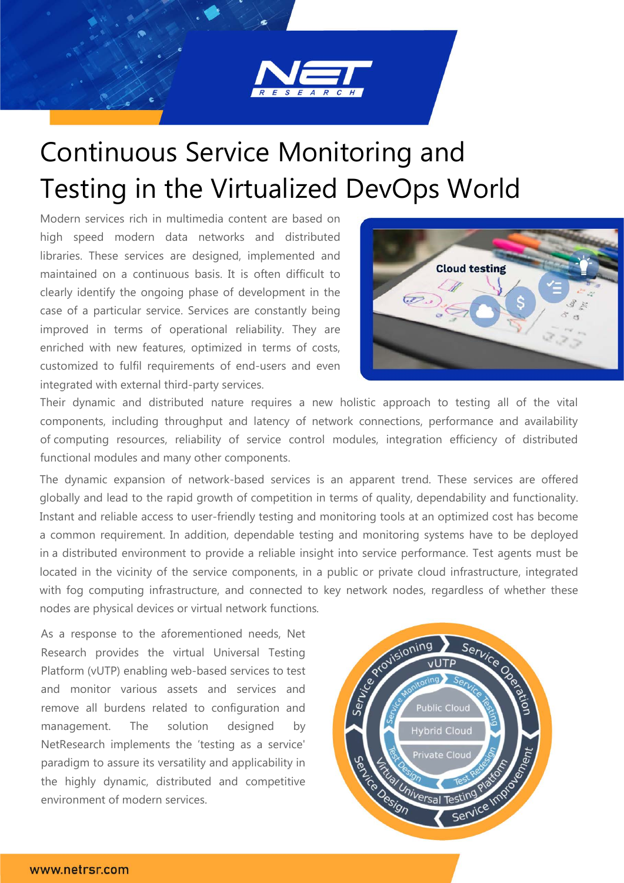# Continuous Service Monitoring and Testing in the Virtualized DevOps World

Modern services rich in multimedia content are based on high speed modern data networks and distributed libraries. These services are designed, implemented and maintained on a continuous basis. It is often difficult to clearly identify the ongoing phase of development in the case of a particular service. Services are constantly being improved in terms of operational reliability. They are enriched with new features, optimized in terms of costs, customized to fulfil requirements of end-users and even integrated with external third-party services.

Their dynamic and distributed nature requires a new holistic approach to testing all of the vital components, including throughput and latency of network connections, performance and availability of computing resources, reliability of service control modules, integration efficiency of distributed functional modules and many other components.

The dynamic expansion of network-based services is an apparent trend. These services are offered globally and lead to the rapid growth of competition in terms of quality, dependability and functionality. Instant and reliable access to user-friendly testing and monitoring tools at an optimized cost has become a common requirement. In addition, dependable testing and monitoring systems have to be deployed in a distributed environment to provide a reliable insight into service performance. Test agents must be located in the vicinity of the service components, in a public or private cloud infrastructure, integrated with fog computing infrastructure, and connected to key network nodes, regardless of whether these nodes are physical devices or virtual network functions.

As a response to the aforementioned needs, Net Research provides the virtual Universal Testing Platform (vUTP) enabling web-based services to test and monitor various assets and services and remove all burdens related to configuration and management. The solution designed by NetResearch implements the 'testing as a service' paradigm to assure its versatility and applicability in the highly dynamic, distributed and competitive environment of modern services.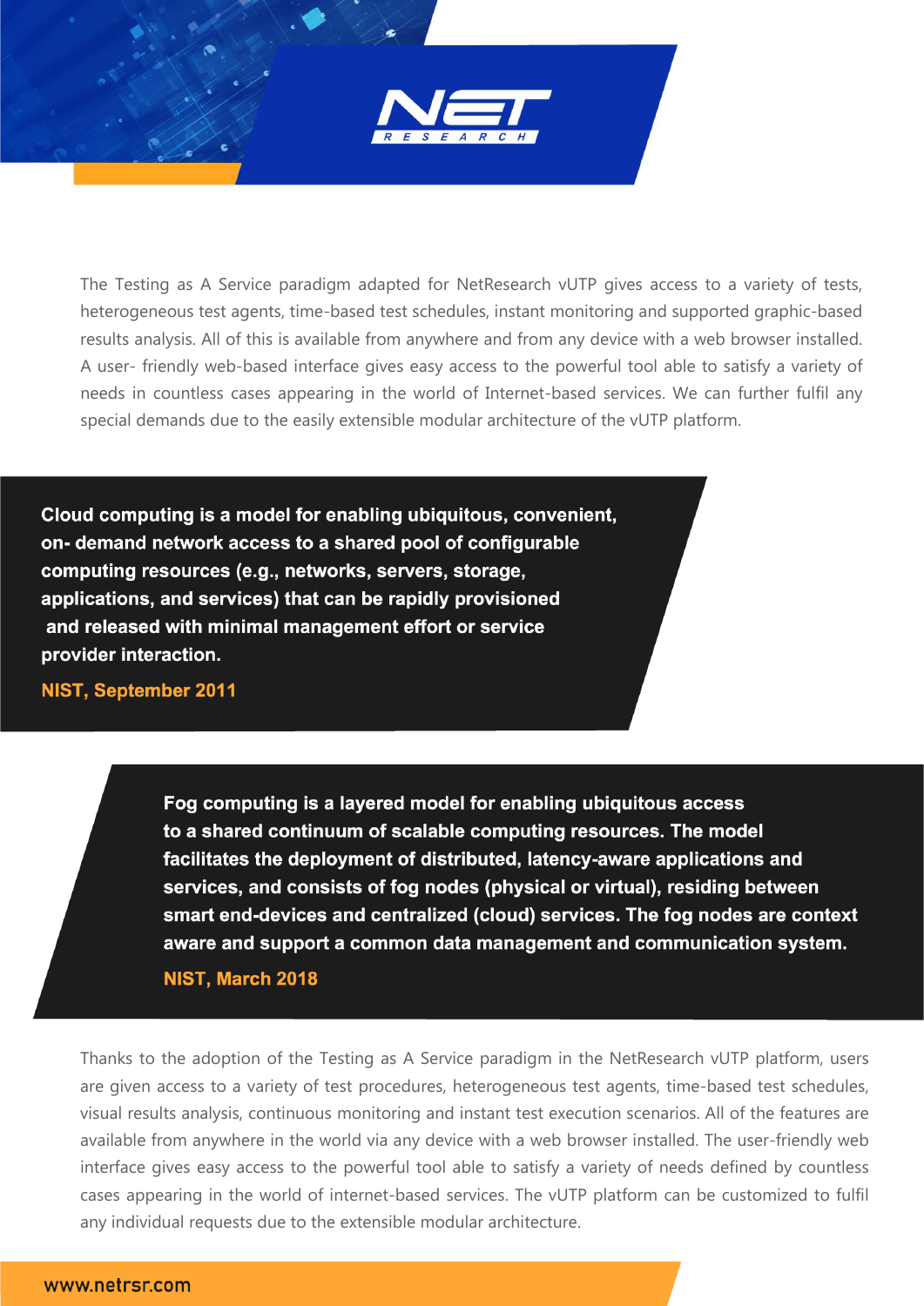The Testing as A Service paradigm adapted for NetResearch vUTP gives access to a variety of tests, heterogeneous test agents, time-based test schedules, instant monitoring and supported graphic-based results analysis. All of this is available from anywhere and from any device with a web browser installed. A user- friendly web-based interface gives easy access to the powerful tool able to satisfy a variety of needs in countless cases appearing in the world of Internet-based services. We can further fulfil any special demands due to the easily extensible modular architecture of the vUTP platform.

> **Cloud computing is a model for enabling ubiquitous, convenient, on- demand network access to a shared pool of configurable computing resources (e.g., networks, servers, storage, applications, and services) that can be rapidly provisioned and released with minimal management effort or service provider interaction.**
>
> **NIST, September 2011**

> **Fog computing is a layered model for enabling ubiquitous access to a shared continuum of scalable computing resources. The model facilitates the deployment of distributed, latency-aware applications and services, and consists of fog nodes (physical or virtual), residing between smart end-devices and centralized (cloud) services. The fog nodes are context aware and support a common data management and communication system.**
>
> **NIST, March 2018**

Thanks to the adoption of the Testing as A Service paradigm in the NetResearch vUTP platform, users are given access to a variety of test procedures, heterogeneous test agents, time-based test schedules, visual results analysis, continuous monitoring and instant test execution scenarios. All of the features are available from anywhere in the world via any device with a web browser installed. The user-friendly web interface gives easy access to the powerful tool able to satisfy a variety of needs defined by countless cases appearing in the world of internet-based services. The vUTP platform can be customized to fulfil any individual requests due to the extensible modular architecture.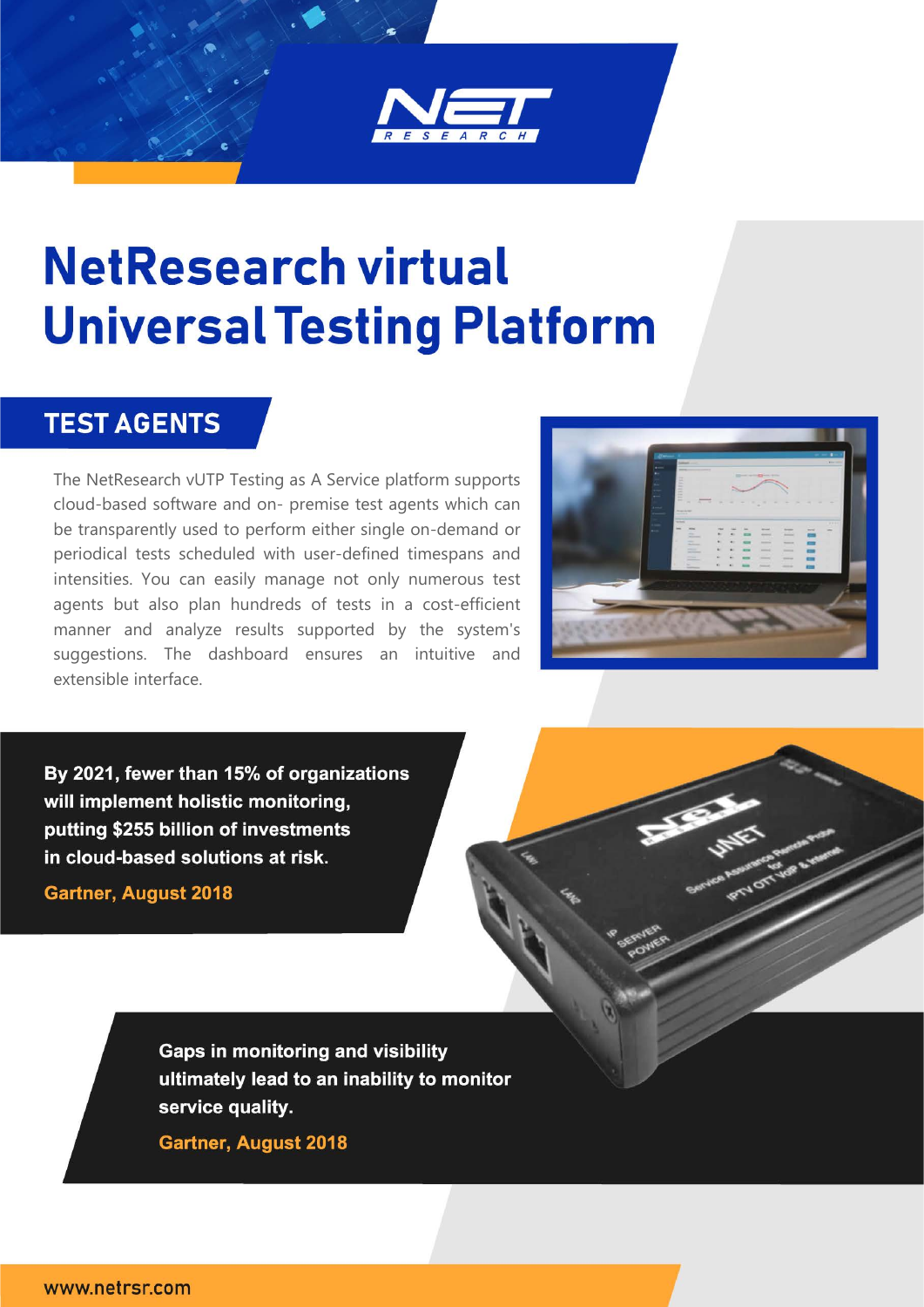# NetResearch virtual Universal Testing Platform

## TEST AGENTS

The NetResearch vUTP Testing as A Service platform supports cloud-based software and on- premise test agents which can be transparently used to perform either single on-demand or periodical tests scheduled with user-defined timespans and intensities. You can easily manage not only numerous test agents but also plan hundreds of tests in a cost-efficient manner and analyze results supported by the system's suggestions. The dashboard ensures an intuitive and extensible interface.

**By 2021, fewer than 15% of organizations will implement holistic monitoring, putting $255 billion of investments in cloud-based solutions at risk.**

**Gartner, August 2018**

**Gaps in monitoring and visibility ultimately lead to an inability to monitor service quality.**

**Gartner, August 2018**

www.netrsr.com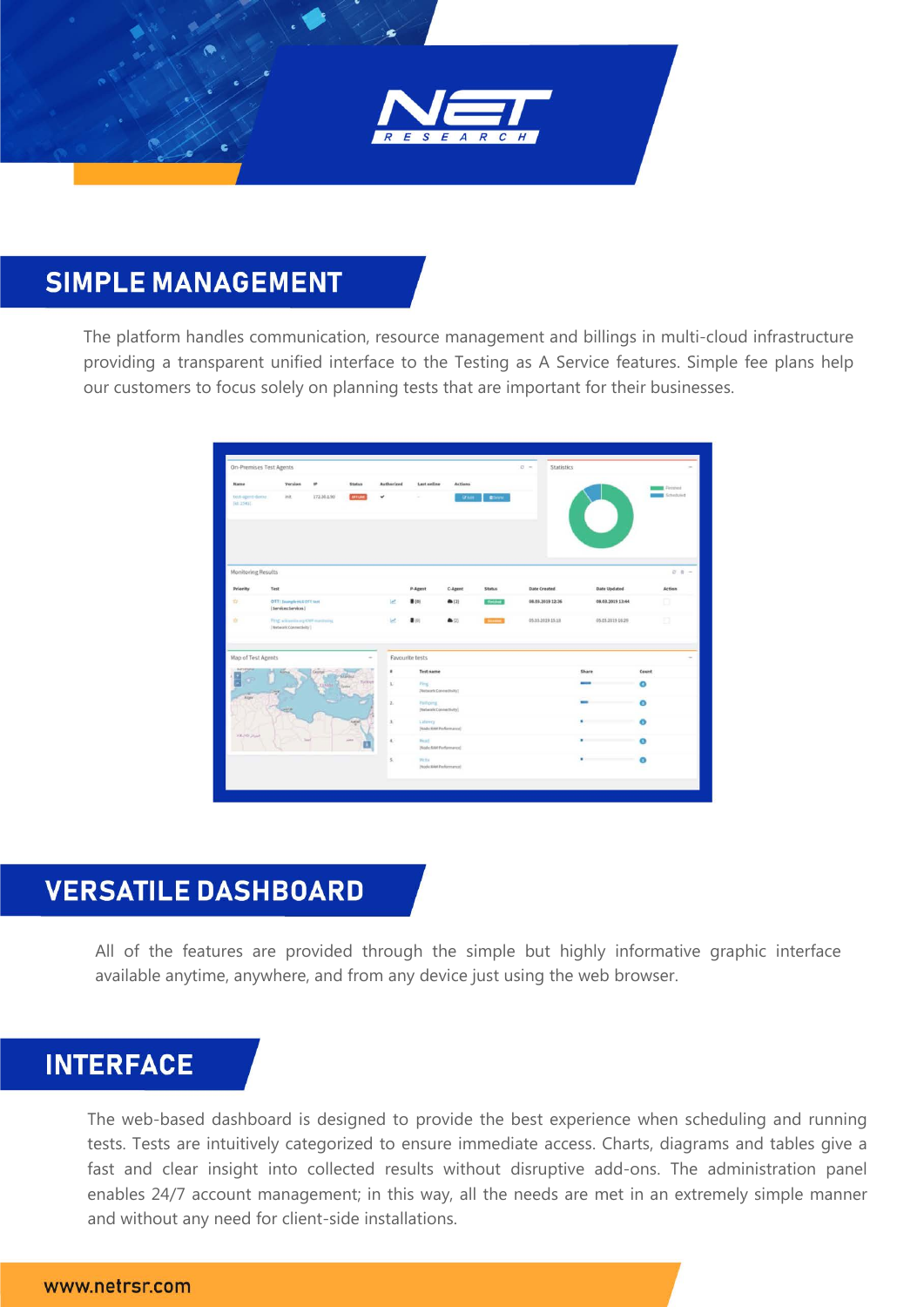## SIMPLE MANAGEMENT

The platform handles communication, resource management and billings in multi-cloud infrastructure providing a transparent unified interface to the Testing as A Service features. Simple fee plans help our customers to focus solely on planning tests that are important for their businesses.

## VERSATILE DASHBOARD

All of the features are provided through the simple but highly informative graphic interface available anytime, anywhere, and from any device just using the web browser.

## INTERFACE

The web-based dashboard is designed to provide the best experience when scheduling and running tests. Tests are intuitively categorized to ensure immediate access. Charts, diagrams and tables give a fast and clear insight into collected results without disruptive add-ons. The administration panel enables 24/7 account management; in this way, all the needs are met in an extremely simple manner and without any need for client-side installations.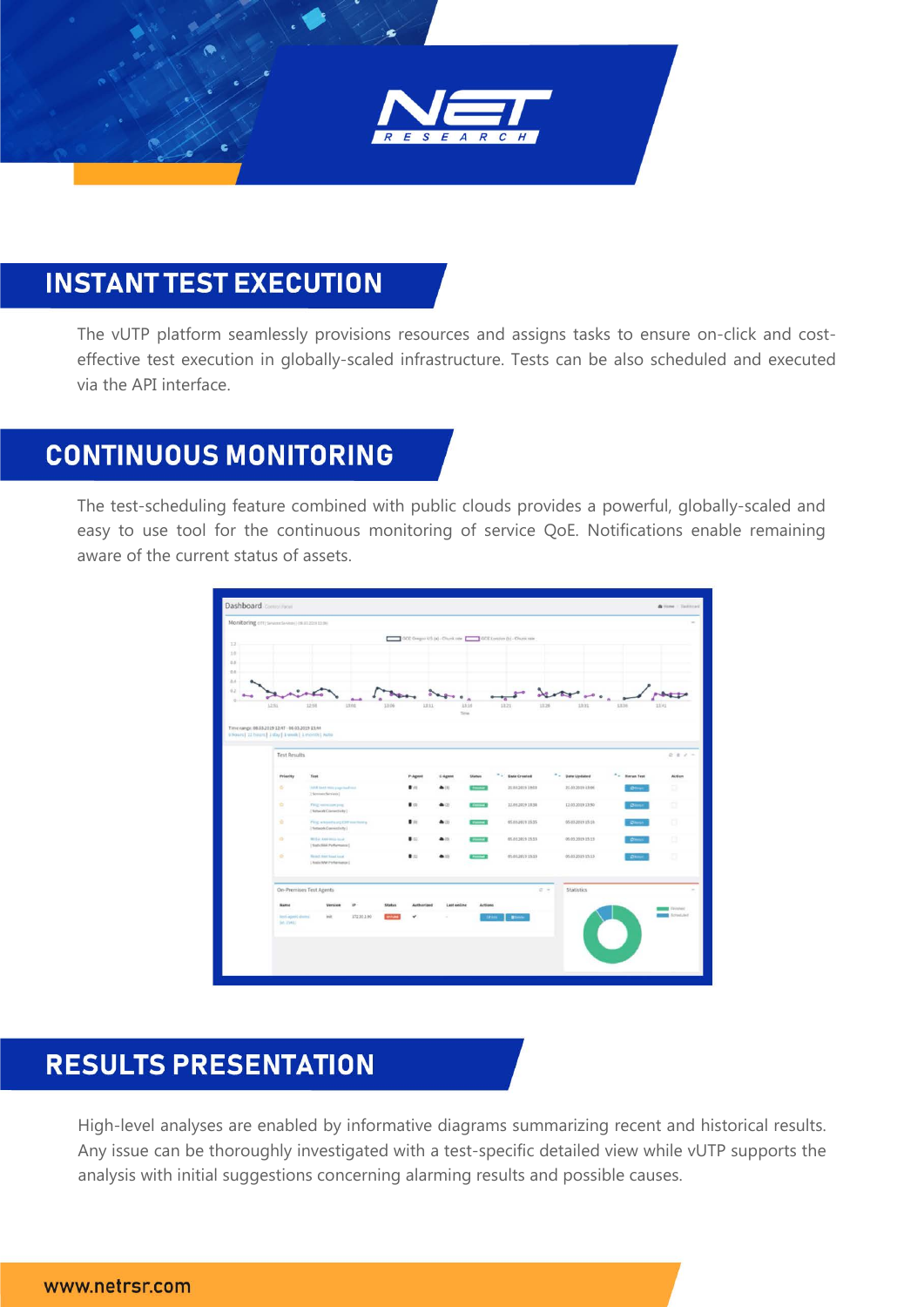## INSTANT TEST EXECUTION

The vUTP platform seamlessly provisions resources and assigns tasks to ensure on-click and cost-effective test execution in globally-scaled infrastructure. Tests can be also scheduled and executed via the API interface.

## CONTINUOUS MONITORING

The test-scheduling feature combined with public clouds provides a powerful, globally-scaled and easy to use tool for the continuous monitoring of service QoE. Notifications enable remaining aware of the current status of assets.

## RESULTS PRESENTATION

High-level analyses are enabled by informative diagrams summarizing recent and historical results. Any issue can be thoroughly investigated with a test-specific detailed view while vUTP supports the analysis with initial suggestions concerning alarming results and possible causes.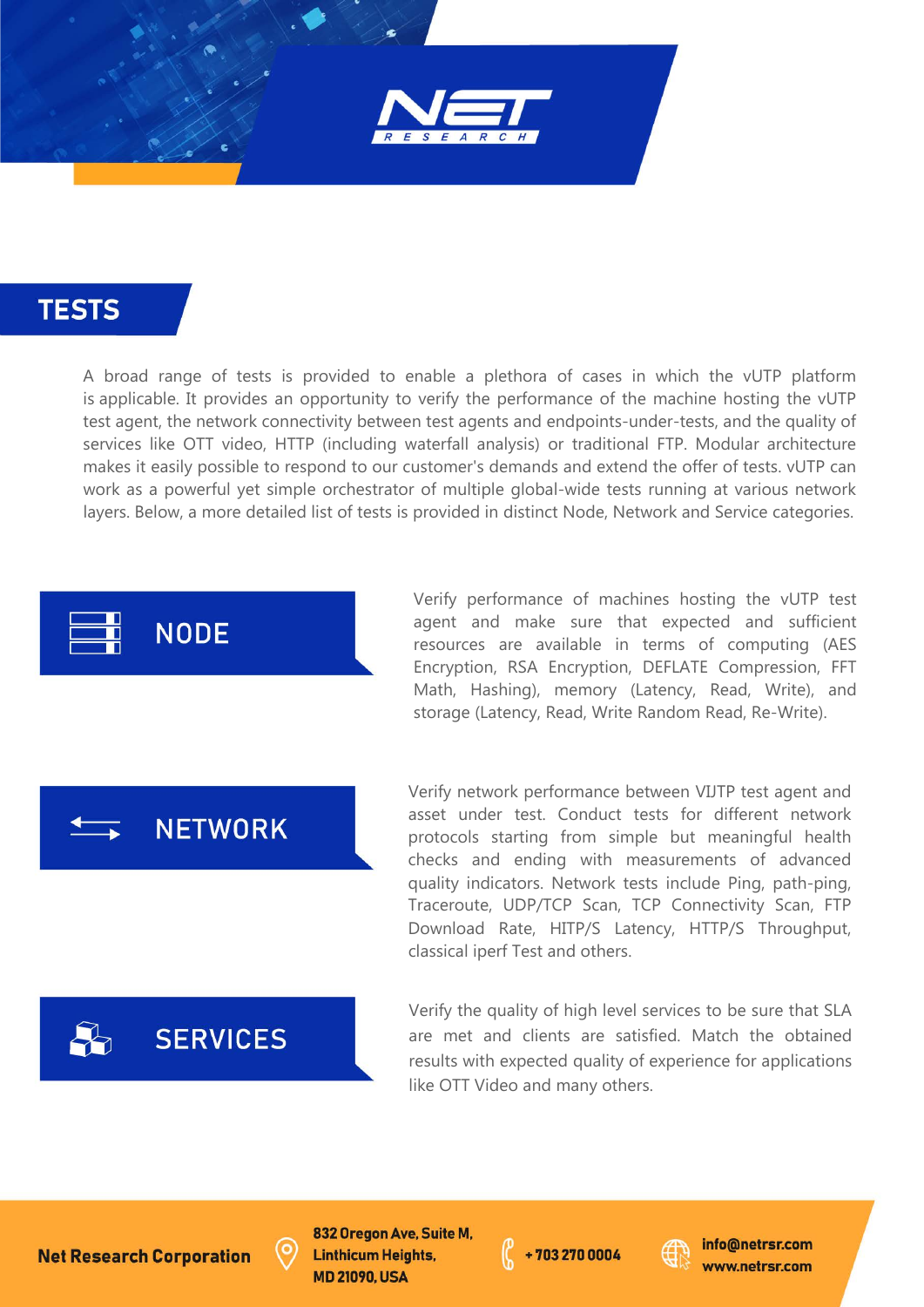# TESTS

A broad range of tests is provided to enable a plethora of cases in which the vUTP platform is applicable. It provides an opportunity to verify the performance of the machine hosting the vUTP test agent, the network connectivity between test agents and endpoints-under-tests, and the quality of services like OTT video, HTTP (including waterfall analysis) or traditional FTP. Modular architecture makes it easily possible to respond to our customer's demands and extend the offer of tests. vUTP can work as a powerful yet simple orchestrator of multiple global-wide tests running at various network layers. Below, a more detailed list of tests is provided in distinct Node, Network and Service categories.

## NODE

Verify performance of machines hosting the vUTP test agent and make sure that expected and sufficient resources are available in terms of computing (AES Encryption, RSA Encryption, DEFLATE Compression, FFT Math, Hashing), memory (Latency, Read, Write), and storage (Latency, Read, Write Random Read, Re-Write).

## NETWORK

Verify network performance between VIJTP test agent and asset under test. Conduct tests for different network protocols starting from simple but meaningful health checks and ending with measurements of advanced quality indicators. Network tests include Ping, path-ping, Traceroute, UDP/TCP Scan, TCP Connectivity Scan, FTP Download Rate, HITP/S Latency, HTTP/S Throughput, classical iperf Test and others.

## SERVICES

Verify the quality of high level services to be sure that SLA are met and clients are satisfied. Match the obtained results with expected quality of experience for applications like OTT Video and many others.

**Net Research Corporation**

832 Oregon Ave, Suite M,
Linthicum Heights,
MD 21090, USA

+ 703 270 0004

info@netrsr.com
www.netrsr.com